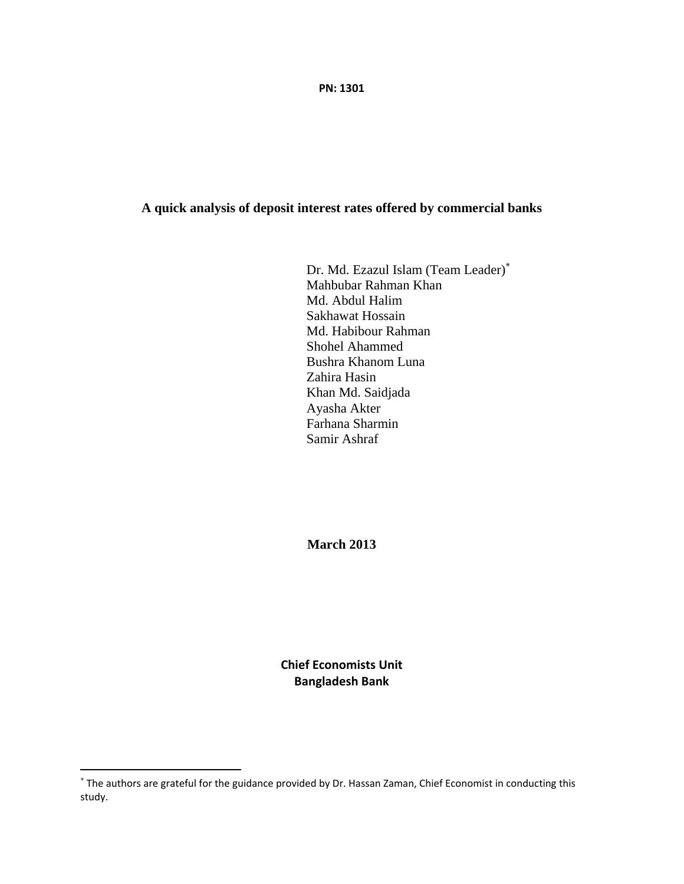**PN: 1301**

# A quick analysis of deposit interest rates offered by commercial banks

Dr. Md. Ezazul Islam (Team Leader)*
Mahbubar Rahman Khan
Md. Abdul Halim
Sakhawat Hossain
Md. Habibour Rahman
Shohel Ahammed
Bushra Khanom Luna
Zahira Hasin
Khan Md. Saidjada
Ayasha Akter
Farhana Sharmin
Samir Ashraf

**March 2013**

**Chief Economists Unit**
**Bangladesh Bank**

---

* The authors are grateful for the guidance provided by Dr. Hassan Zaman, Chief Economist in conducting this study.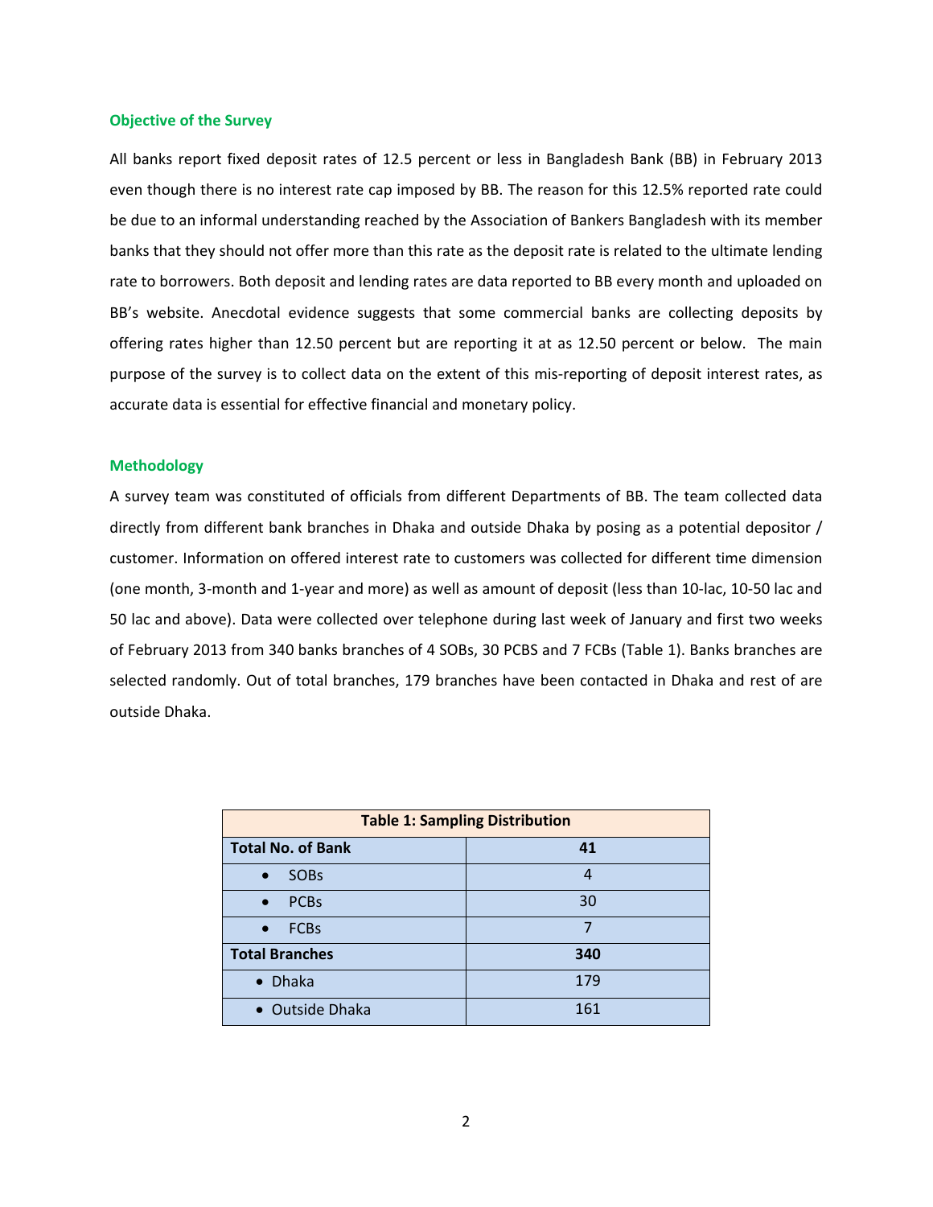## Objective of the Survey

All banks report fixed deposit rates of 12.5 percent or less in Bangladesh Bank (BB) in February 2013 even though there is no interest rate cap imposed by BB. The reason for this 12.5% reported rate could be due to an informal understanding reached by the Association of Bankers Bangladesh with its member banks that they should not offer more than this rate as the deposit rate is related to the ultimate lending rate to borrowers. Both deposit and lending rates are data reported to BB every month and uploaded on BB's website. Anecdotal evidence suggests that some commercial banks are collecting deposits by offering rates higher than 12.50 percent but are reporting it at as 12.50 percent or below. The main purpose of the survey is to collect data on the extent of this mis-reporting of deposit interest rates, as accurate data is essential for effective financial and monetary policy.

## Methodology

A survey team was constituted of officials from different Departments of BB. The team collected data directly from different bank branches in Dhaka and outside Dhaka by posing as a potential depositor / customer. Information on offered interest rate to customers was collected for different time dimension (one month, 3-month and 1-year and more) as well as amount of deposit (less than 10-lac, 10-50 lac and 50 lac and above). Data were collected over telephone during last week of January and first two weeks of February 2013 from 340 banks branches of 4 SOBs, 30 PCBS and 7 FCBs (Table 1). Banks branches are selected randomly. Out of total branches, 179 branches have been contacted in Dhaka and rest of are outside Dhaka.

| Table 1: Sampling Distribution | |
|---|---|
| **Total No. of Bank** | **41** |
| • SOBs | 4 |
| • PCBs | 30 |
| • FCBs | 7 |
| **Total Branches** | **340** |
| • Dhaka | 179 |
| • Outside Dhaka | 161 |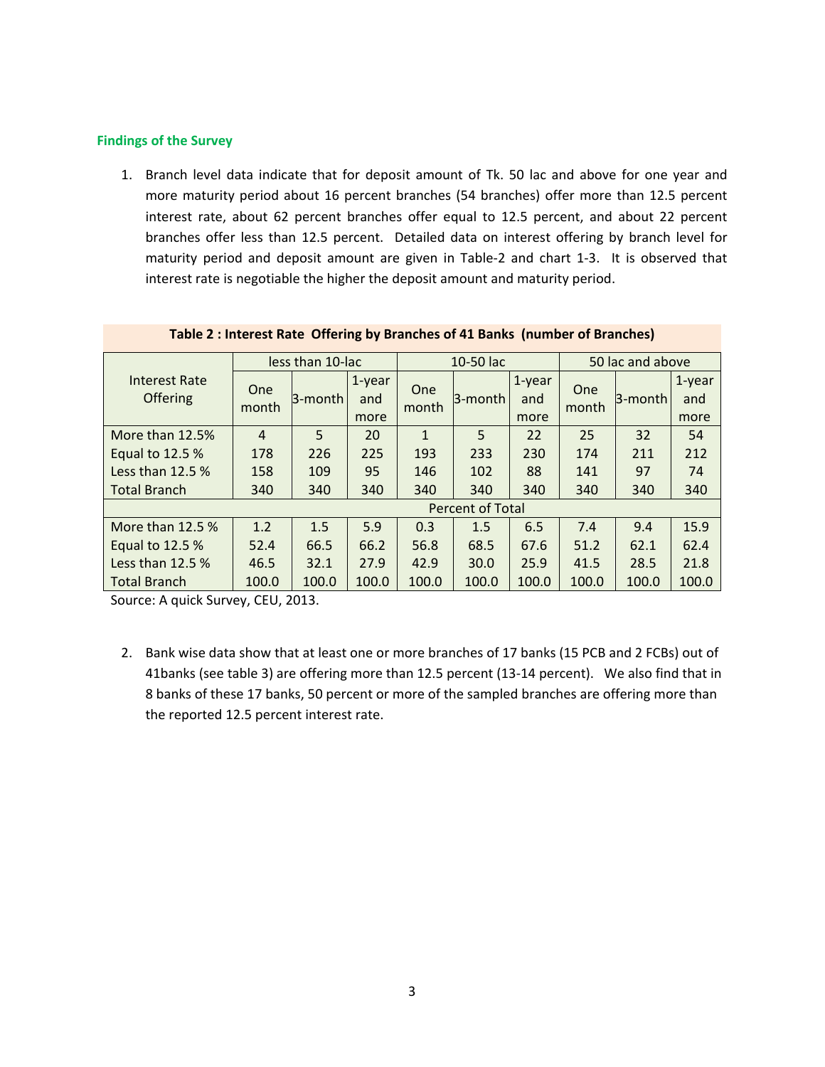**Findings of the Survey**

1. Branch level data indicate that for deposit amount of Tk. 50 lac and above for one year and more maturity period about 16 percent branches (54 branches) offer more than 12.5 percent interest rate, about 62 percent branches offer equal to 12.5 percent, and about 22 percent branches offer less than 12.5 percent. Detailed data on interest offering by branch level for maturity period and deposit amount are given in Table-2 and chart 1-3. It is observed that interest rate is negotiable the higher the deposit amount and maturity period.

**Table 2 : Interest Rate Offering by Branches of 41 Banks (number of Branches)**

| Interest Rate Offering | less than 10-lac | | | 10-50 lac | | | 50 lac and above | | |
|---|---|---|---|---|---|---|---|---|---|
| | One month | 3-month | 1-year and more | One month | 3-month | 1-year and more | One month | 3-month | 1-year and more |
| More than 12.5% | 4 | 5 | 20 | 1 | 5 | 22 | 25 | 32 | 54 |
| Equal to 12.5 % | 178 | 226 | 225 | 193 | 233 | 230 | 174 | 211 | 212 |
| Less than 12.5 % | 158 | 109 | 95 | 146 | 102 | 88 | 141 | 97 | 74 |
| Total Branch | 340 | 340 | 340 | 340 | 340 | 340 | 340 | 340 | 340 |
| Percent of Total | | | | | | | | | |
| More than 12.5 % | 1.2 | 1.5 | 5.9 | 0.3 | 1.5 | 6.5 | 7.4 | 9.4 | 15.9 |
| Equal to 12.5 % | 52.4 | 66.5 | 66.2 | 56.8 | 68.5 | 67.6 | 51.2 | 62.1 | 62.4 |
| Less than 12.5 % | 46.5 | 32.1 | 27.9 | 42.9 | 30.0 | 25.9 | 41.5 | 28.5 | 21.8 |
| Total Branch | 100.0 | 100.0 | 100.0 | 100.0 | 100.0 | 100.0 | 100.0 | 100.0 | 100.0 |

Source: A quick Survey, CEU, 2013.

2. Bank wise data show that at least one or more branches of 17 banks (15 PCB and 2 FCBs) out of 41banks (see table 3) are offering more than 12.5 percent (13-14 percent). We also find that in 8 banks of these 17 banks, 50 percent or more of the sampled branches are offering more than the reported 12.5 percent interest rate.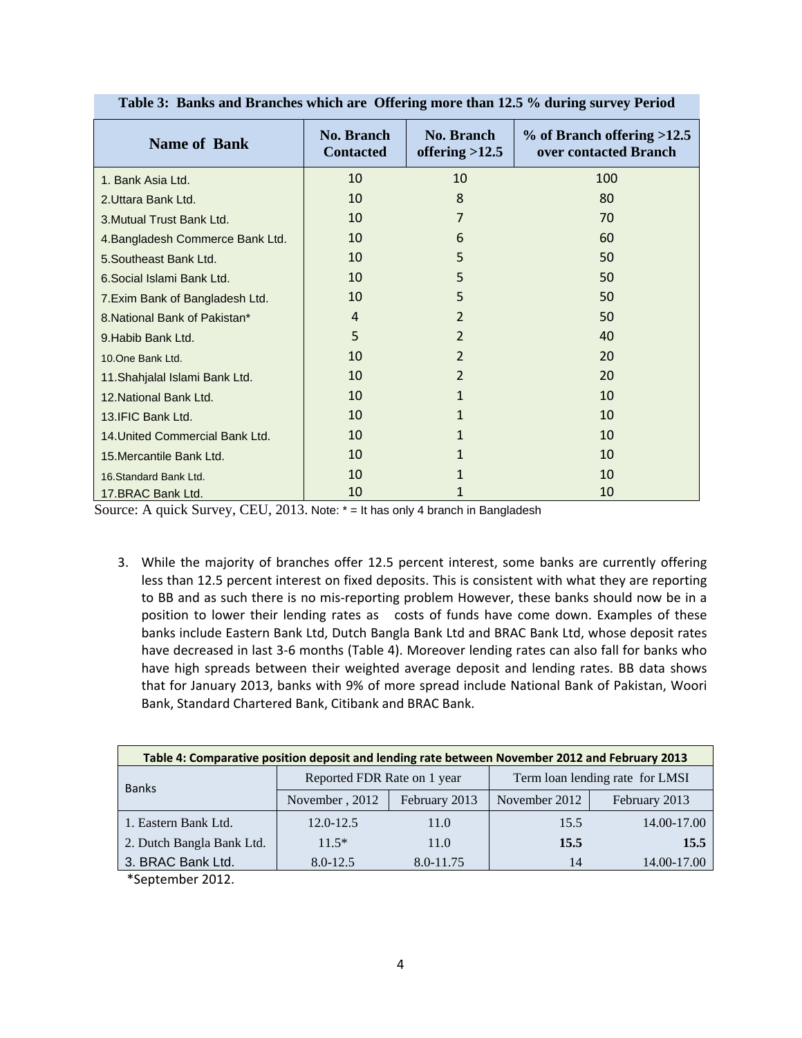**Table 3: Banks and Branches which are Offering more than 12.5 % during survey Period**

| Name of Bank | No. Branch Contacted | No. Branch offering >12.5 | % of Branch offering >12.5 over contacted Branch |
|---|---|---|---|
| 1. Bank Asia Ltd. | 10 | 10 | 100 |
| 2.Uttara Bank Ltd. | 10 | 8 | 80 |
| 3.Mutual Trust Bank Ltd. | 10 | 7 | 70 |
| 4.Bangladesh Commerce Bank Ltd. | 10 | 6 | 60 |
| 5.Southeast Bank Ltd. | 10 | 5 | 50 |
| 6.Social Islami Bank Ltd. | 10 | 5 | 50 |
| 7.Exim Bank of Bangladesh Ltd. | 10 | 5 | 50 |
| 8.National Bank of Pakistan* | 4 | 2 | 50 |
| 9.Habib Bank Ltd. | 5 | 2 | 40 |
| 10.One Bank Ltd. | 10 | 2 | 20 |
| 11.Shahjalal Islami Bank Ltd. | 10 | 2 | 20 |
| 12.National Bank Ltd. | 10 | 1 | 10 |
| 13.IFIC Bank Ltd. | 10 | 1 | 10 |
| 14.United Commercial Bank Ltd. | 10 | 1 | 10 |
| 15.Mercantile Bank Ltd. | 10 | 1 | 10 |
| 16.Standard Bank Ltd. | 10 | 1 | 10 |
| 17.BRAC Bank Ltd. | 10 | 1 | 10 |

Source: A quick Survey, CEU, 2013. Note: * = It has only 4 branch in Bangladesh

3. While the majority of branches offer 12.5 percent interest, some banks are currently offering less than 12.5 percent interest on fixed deposits. This is consistent with what they are reporting to BB and as such there is no mis-reporting problem However, these banks should now be in a position to lower their lending rates as costs of funds have come down. Examples of these banks include Eastern Bank Ltd, Dutch Bangla Bank Ltd and BRAC Bank Ltd, whose deposit rates have decreased in last 3-6 months (Table 4). Moreover lending rates can also fall for banks who have high spreads between their weighted average deposit and lending rates. BB data shows that for January 2013, banks with 9% of more spread include National Bank of Pakistan, Woori Bank, Standard Chartered Bank, Citibank and BRAC Bank.

**Table 4: Comparative position deposit and lending rate between November 2012 and February 2013**

| Banks | Reported FDR Rate on 1 year | | Term loan lending rate for LMSI | |
|---|---|---|---|---|
| | November , 2012 | February 2013 | November 2012 | February 2013 |
| 1. Eastern Bank Ltd. | 12.0-12.5 | 11.0 | 15.5 | 14.00-17.00 |
| 2. Dutch Bangla Bank Ltd. | 11.5* | 11.0 | **15.5** | **15.5** |
| 3. BRAC Bank Ltd. | 8.0-12.5 | 8.0-11.75 | 14 | 14.00-17.00 |

*September 2012.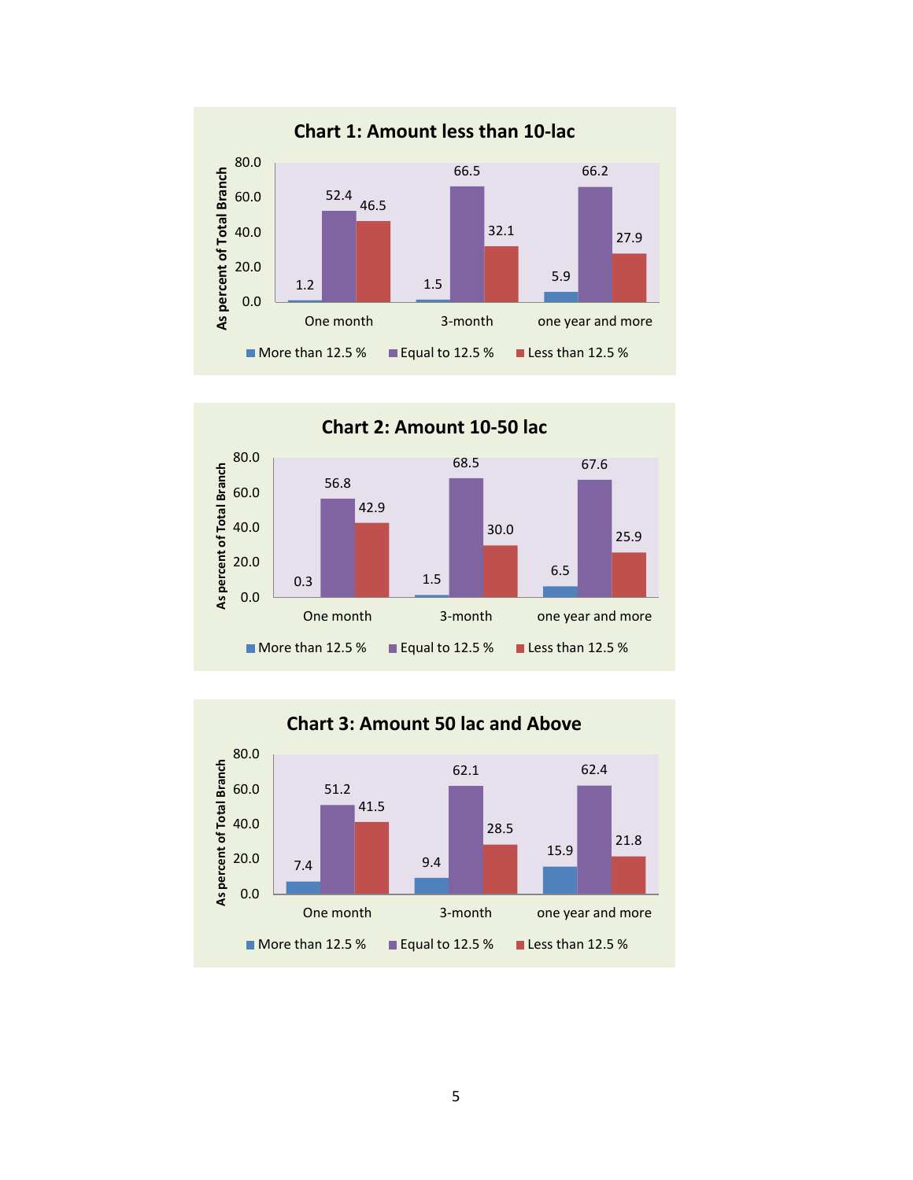### Chart 1: Amount less than 10-lac

As percent of Total Branch

80.0
60.0
40.0
20.0
0.0

52.4 46.5 1.2
66.5 32.1 1.5
66.2 27.9 5.9

One month
3-month
one year and more

More than 12.5 % Equal to 12.5 % Less than 12.5 %

### Chart 2: Amount 10-50 lac

As percent of Total Branch

80.0
60.0
40.0
20.0
0.0

56.8 42.9 0.3
68.5 30.0 1.5
67.6 25.9 6.5

One month
3-month
one year and more

More than 12.5 % Equal to 12.5 % Less than 12.5 %

### Chart 3: Amount 50 lac and Above

As percent of Total Branch

80.0
60.0
40.0
20.0
0.0

51.2 41.5 7.4
62.1 28.5 9.4
62.4 21.8 15.9

One month
3-month
one year and more

More than 12.5 % Equal to 12.5 % Less than 12.5 %